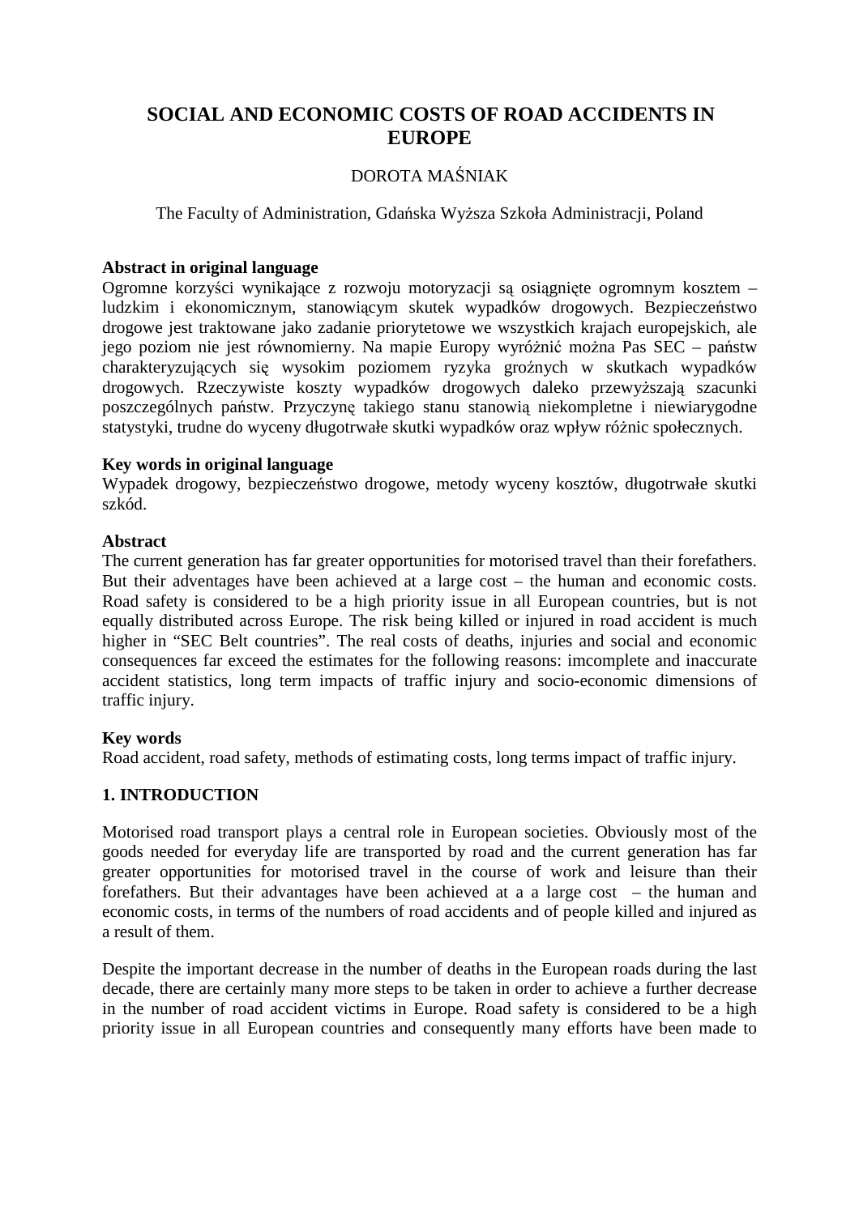# SOCIAL AND ECONOMIC COSTS OF ROAD ACCIDENTS IN EUROPE

DOROTA MAŚNIAK

The Faculty of Administration, Gdańska Wyższa Szkoła Administracji, Poland

**Abstract in original language**

Ogromne korzyści wynikające z rozwoju motoryzacji są osiągnięte ogromnym kosztem – ludzkim i ekonomicznym, stanowiącym skutek wypadków drogowych. Bezpieczeństwo drogowe jest traktowane jako zadanie priorytetowe we wszystkich krajach europejskich, ale jego poziom nie jest równomierny. Na mapie Europy wyróżnić można Pas SEC – państw charakteryzujących się wysokim poziomem ryzyka groźnych w skutkach wypadków drogowych. Rzeczywiste koszty wypadków drogowych daleko przewyższają szacunki poszczególnych państw. Przyczynę takiego stanu stanowią niekompletne i niewiarygodne statystyki, trudne do wyceny długotrwałe skutki wypadków oraz wpływ różnic społecznych.

**Key words in original language**

Wypadek drogowy, bezpieczeństwo drogowe, metody wyceny kosztów, długotrwałe skutki szkód.

**Abstract**

The current generation has far greater opportunities for motorised travel than their forefathers. But their adventages have been achieved at a large cost – the human and economic costs. Road safety is considered to be a high priority issue in all European countries, but is not equally distributed across Europe. The risk being killed or injured in road accident is much higher in "SEC Belt countries". The real costs of deaths, injuries and social and economic consequences far exceed the estimates for the following reasons: imcomplete and inaccurate accident statistics, long term impacts of traffic injury and socio-economic dimensions of traffic injury.

**Key words**

Road accident, road safety, methods of estimating costs, long terms impact of traffic injury.

## 1. INTRODUCTION

Motorised road transport plays a central role in European societies. Obviously most of the goods needed for everyday life are transported by road and the current generation has far greater opportunities for motorised travel in the course of work and leisure than their forefathers. But their advantages have been achieved at a a large cost – the human and economic costs, in terms of the numbers of road accidents and of people killed and injured as a result of them.

Despite the important decrease in the number of deaths in the European roads during the last decade, there are certainly many more steps to be taken in order to achieve a further decrease in the number of road accident victims in Europe. Road safety is considered to be a high priority issue in all European countries and consequently many efforts have been made to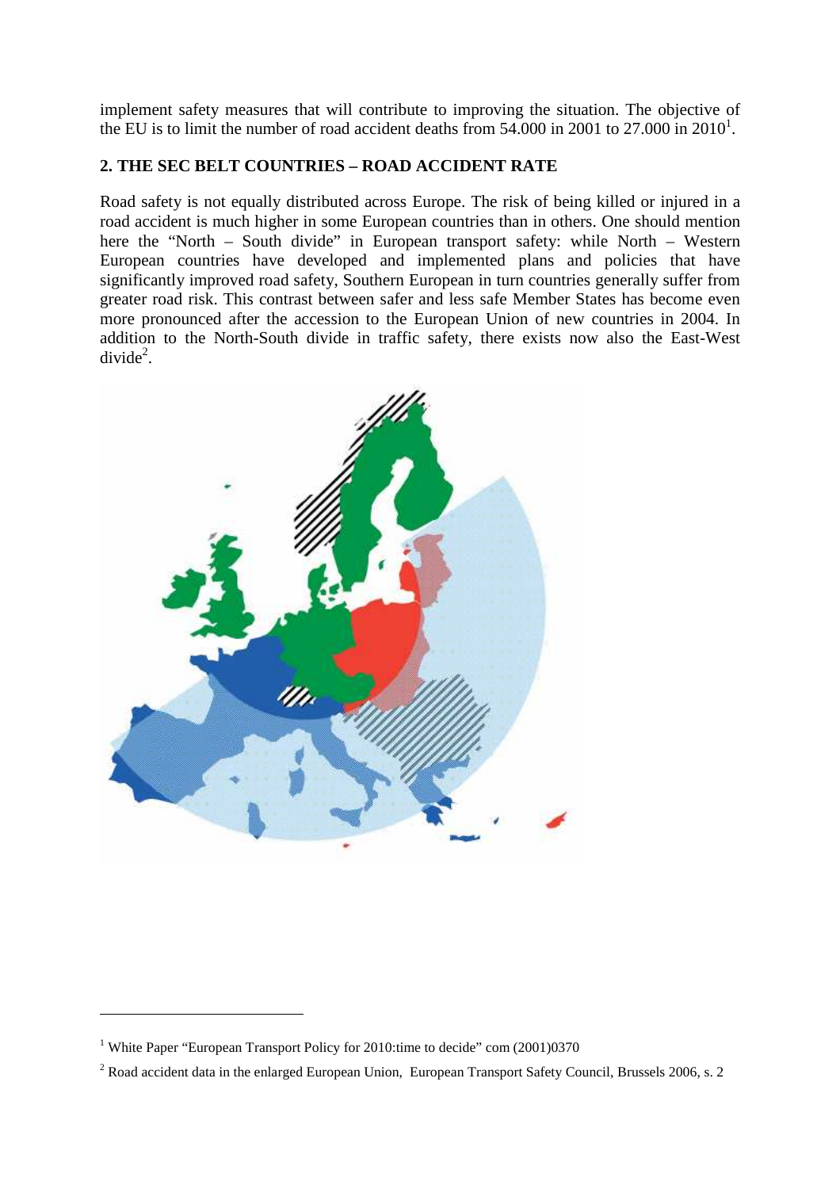implement safety measures that will contribute to improving the situation. The objective of the EU is to limit the number of road accident deaths from 54.000 in 2001 to 27.000 in 2010[1].

## 2. THE SEC BELT COUNTRIES – ROAD ACCIDENT RATE

Road safety is not equally distributed across Europe. The risk of being killed or injured in a road accident is much higher in some European countries than in others. One should mention here the "North – South divide" in European transport safety: while North – Western European countries have developed and implemented plans and policies that have significantly improved road safety, Southern European in turn countries generally suffer from greater road risk. This contrast between safer and less safe Member States has become even more pronounced after the accession to the European Union of new countries in 2004. In addition to the North-South divide in traffic safety, there exists now also the East-West divide[2].

---

[1] White Paper "European Transport Policy for 2010:time to decide" com (2001)0370

[2] Road accident data in the enlarged European Union, European Transport Safety Council, Brussels 2006, s. 2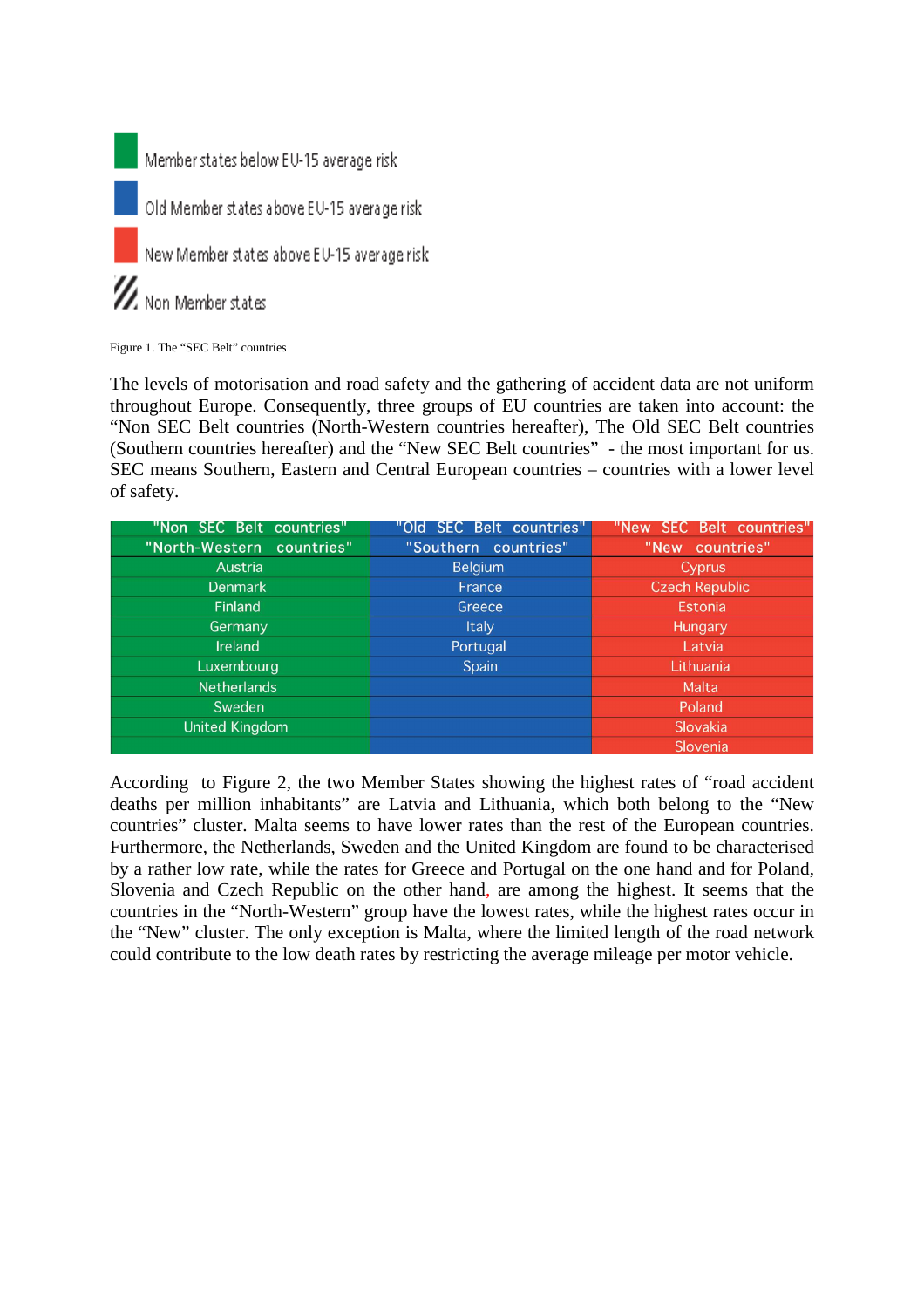Member states below EU-15 average risk

Old Member states above EU-15 average risk

New Member states above EU-15 average risk

Non Member states

Figure 1. The "SEC Belt" countries

The levels of motorisation and road safety and the gathering of accident data are not uniform throughout Europe. Consequently, three groups of EU countries are taken into account: the "Non SEC Belt countries (North-Western countries hereafter), The Old SEC Belt countries (Southern countries hereafter) and the "New SEC Belt countries" - the most important for us. SEC means Southern, Eastern and Central European countries – countries with a lower level of safety.

| "Non SEC Belt countries" | "Old SEC Belt countries" | "New SEC Belt countries" |
|---|---|---|
| "North-Western countries" | "Southern countries" | "New countries" |
| Austria | Belgium | Cyprus |
| Denmark | France | Czech Republic |
| Finland | Greece | Estonia |
| Germany | Italy | Hungary |
| Ireland | Portugal | Latvia |
| Luxembourg | Spain | Lithuania |
| Netherlands | | Malta |
| Sweden | | Poland |
| United Kingdom | | Slovakia |
| | | Slovenia |

According to Figure 2, the two Member States showing the highest rates of "road accident deaths per million inhabitants" are Latvia and Lithuania, which both belong to the "New countries" cluster. Malta seems to have lower rates than the rest of the European countries. Furthermore, the Netherlands, Sweden and the United Kingdom are found to be characterised by a rather low rate, while the rates for Greece and Portugal on the one hand and for Poland, Slovenia and Czech Republic on the other hand, are among the highest. It seems that the countries in the "North-Western" group have the lowest rates, while the highest rates occur in the "New" cluster. The only exception is Malta, where the limited length of the road network could contribute to the low death rates by restricting the average mileage per motor vehicle.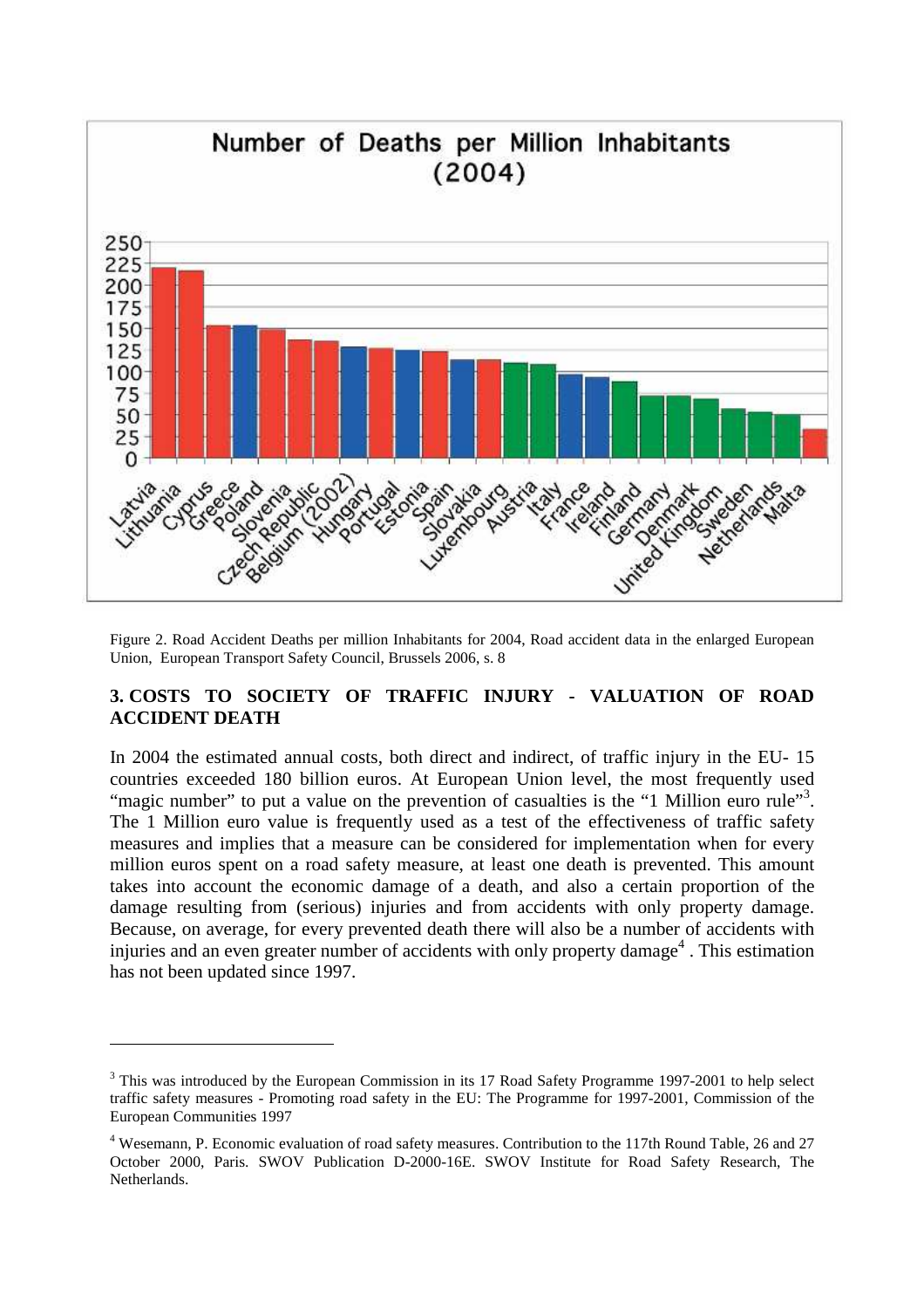Figure 2. Road Accident Deaths per million Inhabitants for 2004, Road accident data in the enlarged European Union, European Transport Safety Council, Brussels 2006, s. 8

## 3. COSTS TO SOCIETY OF TRAFFIC INJURY - VALUATION OF ROAD ACCIDENT DEATH

In 2004 the estimated annual costs, both direct and indirect, of traffic injury in the EU- 15 countries exceeded 180 billion euros. At European Union level, the most frequently used "magic number" to put a value on the prevention of casualties is the "1 Million euro rule"[3]. The 1 Million euro value is frequently used as a test of the effectiveness of traffic safety measures and implies that a measure can be considered for implementation when for every million euros spent on a road safety measure, at least one death is prevented. This amount takes into account the economic damage of a death, and also a certain proportion of the damage resulting from (serious) injuries and from accidents with only property damage. Because, on average, for every prevented death there will also be a number of accidents with injuries and an even greater number of accidents with only property damage[4] . This estimation has not been updated since 1997.

---

[3] This was introduced by the European Commission in its 17 Road Safety Programme 1997-2001 to help select traffic safety measures - Promoting road safety in the EU: The Programme for 1997-2001, Commission of the European Communities 1997

[4] Wesemann, P. Economic evaluation of road safety measures. Contribution to the 117th Round Table, 26 and 27 October 2000, Paris. SWOV Publication D-2000-16E. SWOV Institute for Road Safety Research, The Netherlands.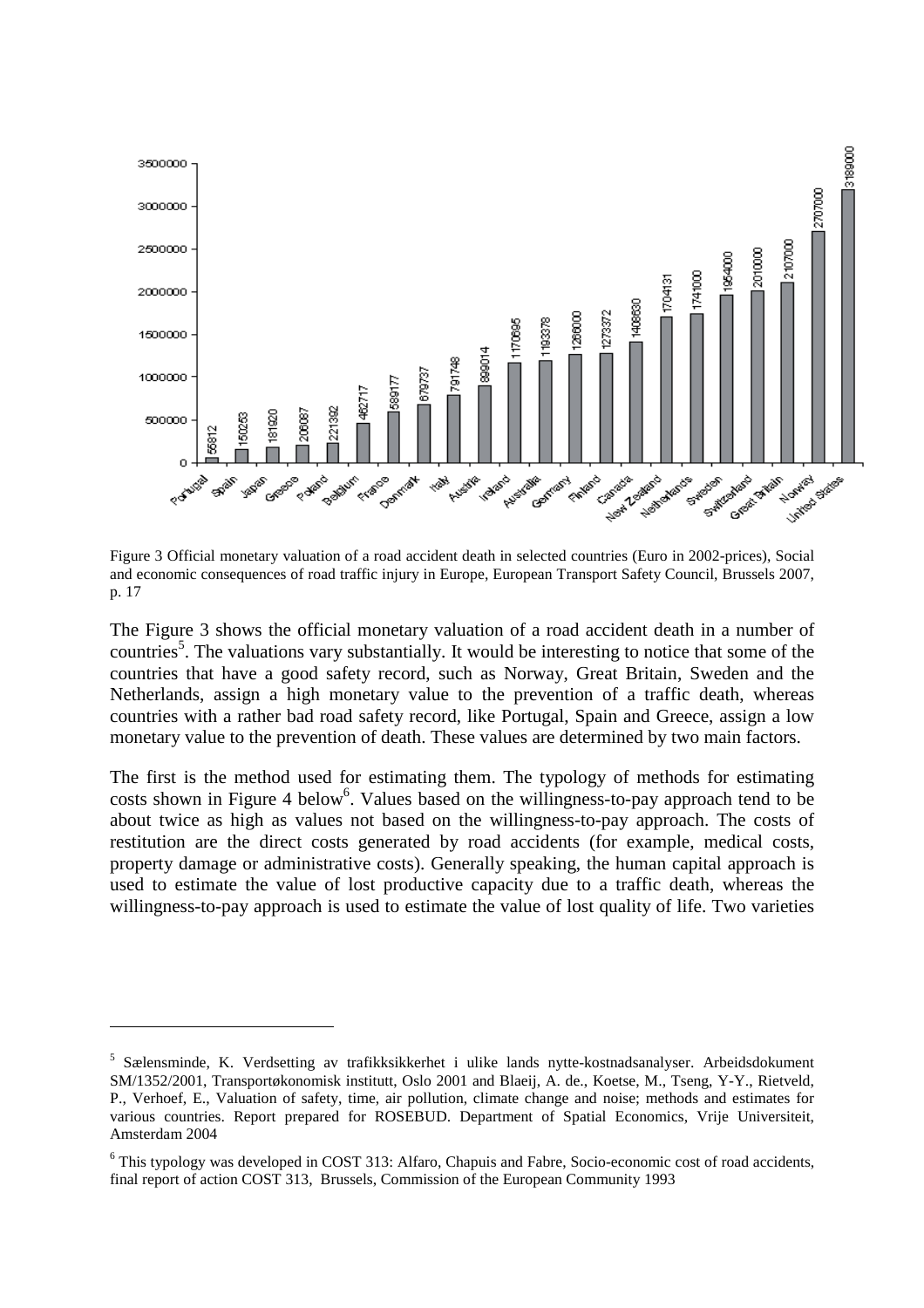| Country | Value |
| --- | --- |
| Portugal | 55812 |
| Spain | 150253 |
| Japan | 181920 |
| Greece | 206087 |
| Poland | 221392 |
| Belgium | 462717 |
| France | 589177 |
| Denmark | 679737 |
| Italy | 791748 |
| Austria | 899014 |
| Ireland | 1170695 |
| Australia | 1193378 |
| Germany | 1266000 |
| Finland | 1273372 |
| Canada | 1408630 |
| New Zealand | 1704131 |
| Netherlands | 1741000 |
| Sweden | 1954000 |
| Switzerland | 2010000 |
| Great Britain | 2107000 |
| Norway | 2707000 |
| United States | 3189000 |

Figure 3 Official monetary valuation of a road accident death in selected countries (Euro in 2002-prices), Social and economic consequences of road traffic injury in Europe, European Transport Safety Council, Brussels 2007, p. 17

The Figure 3 shows the official monetary valuation of a road accident death in a number of countries[5]. The valuations vary substantially. It would be interesting to notice that some of the countries that have a good safety record, such as Norway, Great Britain, Sweden and the Netherlands, assign a high monetary value to the prevention of a traffic death, whereas countries with a rather bad road safety record, like Portugal, Spain and Greece, assign a low monetary value to the prevention of death. These values are determined by two main factors.

The first is the method used for estimating them. The typology of methods for estimating costs shown in Figure 4 below[6]. Values based on the willingness-to-pay approach tend to be about twice as high as values not based on the willingness-to-pay approach. The costs of restitution are the direct costs generated by road accidents (for example, medical costs, property damage or administrative costs). Generally speaking, the human capital approach is used to estimate the value of lost productive capacity due to a traffic death, whereas the willingness-to-pay approach is used to estimate the value of lost quality of life. Two varieties

---

[5] Sælensminde, K. Verdsetting av trafikksikkerhet i ulike lands nytte-kostnadsanalyser. Arbeidsdokument SM/1352/2001, Transportøkonomisk institutt, Oslo 2001 and Blaeij, A. de., Koetse, M., Tseng, Y-Y., Rietveld, P., Verhoef, E., Valuation of safety, time, air pollution, climate change and noise; methods and estimates for various countries. Report prepared for ROSEBUD. Department of Spatial Economics, Vrije Universiteit, Amsterdam 2004

[6] This typology was developed in COST 313: Alfaro, Chapuis and Fabre, Socio-economic cost of road accidents, final report of action COST 313, Brussels, Commission of the European Community 1993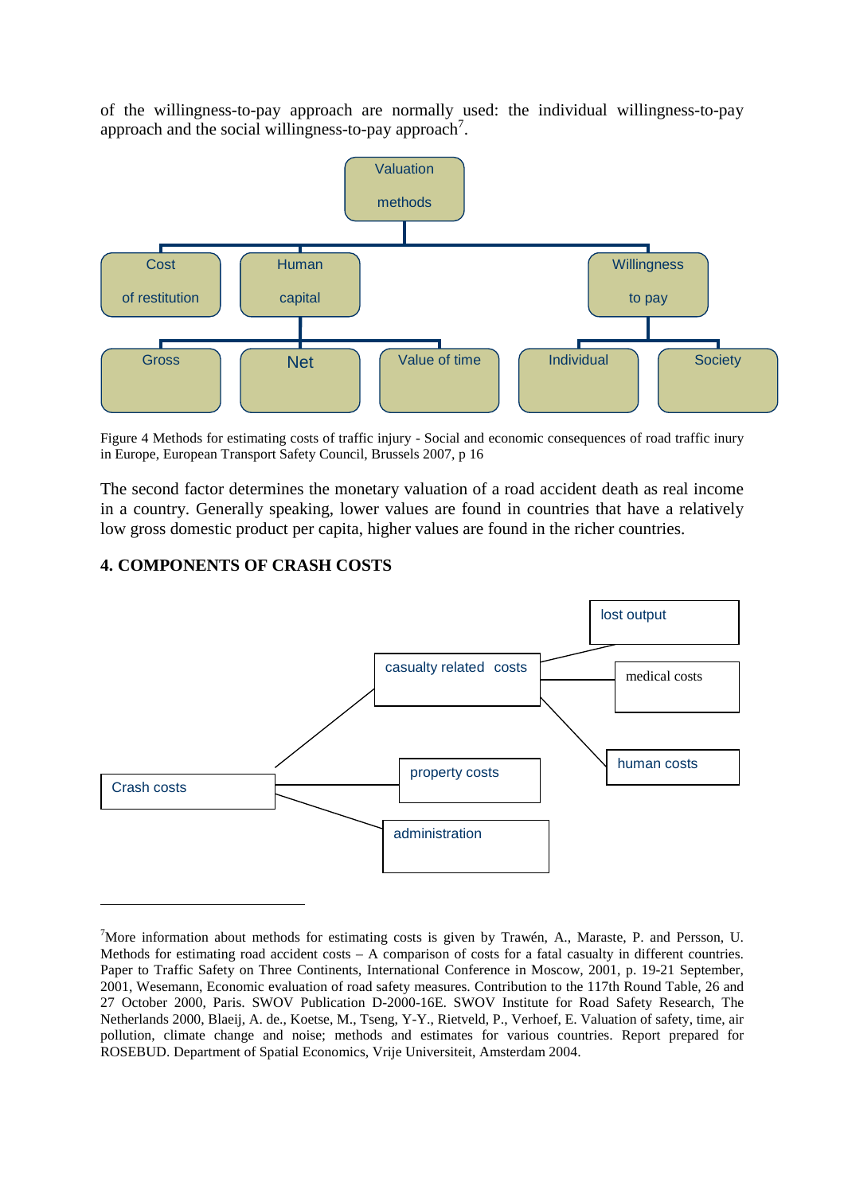of the willingness-to-pay approach are normally used: the individual willingness-to-pay approach and the social willingness-to-pay approach[7].

Valuation methods

- Cost of restitution
  - Gross
- Human capital
  - Net
  - Value of time
- Willingness to pay
  - Individual
  - Society

Figure 4 Methods for estimating costs of traffic injury - Social and economic consequences of road traffic inury in Europe, European Transport Safety Council, Brussels 2007, p 16

The second factor determines the monetary valuation of a road accident death as real income in a country. Generally speaking, lower values are found in countries that have a relatively low gross domestic product per capita, higher values are found in the richer countries.

## 4. COMPONENTS OF CRASH COSTS

- Crash costs
  - casualty related costs
    - lost output
    - medical costs
    - human costs
  - property costs
  - administration

---

[7]More information about methods for estimating costs is given by Trawén, A., Maraste, P. and Persson, U. Methods for estimating road accident costs – A comparison of costs for a fatal casualty in different countries. Paper to Traffic Safety on Three Continents, International Conference in Moscow, 2001, p. 19-21 September, 2001, Wesemann, Economic evaluation of road safety measures. Contribution to the 117th Round Table, 26 and 27 October 2000, Paris. SWOV Publication D-2000-16E. SWOV Institute for Road Safety Research, The Netherlands 2000, Blaeij, A. de., Koetse, M., Tseng, Y-Y., Rietveld, P., Verhoef, E. Valuation of safety, time, air pollution, climate change and noise; methods and estimates for various countries. Report prepared for ROSEBUD. Department of Spatial Economics, Vrije Universiteit, Amsterdam 2004.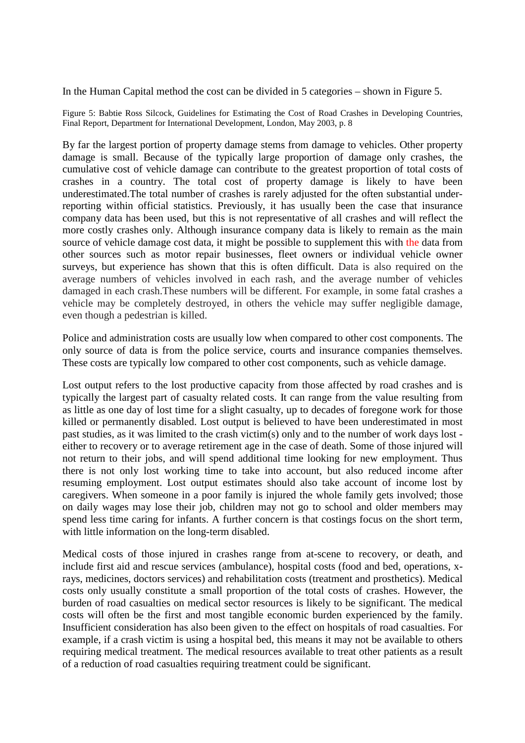In the Human Capital method the cost can be divided in 5 categories – shown in Figure 5.

Figure 5: Babtie Ross Silcock, Guidelines for Estimating the Cost of Road Crashes in Developing Countries, Final Report, Department for International Development, London, May 2003, p. 8

By far the largest portion of property damage stems from damage to vehicles. Other property damage is small. Because of the typically large proportion of damage only crashes, the cumulative cost of vehicle damage can contribute to the greatest proportion of total costs of crashes in a country. The total cost of property damage is likely to have been underestimated.The total number of crashes is rarely adjusted for the often substantial under-reporting within official statistics. Previously, it has usually been the case that insurance company data has been used, but this is not representative of all crashes and will reflect the more costly crashes only. Although insurance company data is likely to remain as the main source of vehicle damage cost data, it might be possible to supplement this with the data from other sources such as motor repair businesses, fleet owners or individual vehicle owner surveys, but experience has shown that this is often difficult. Data is also required on the average numbers of vehicles involved in each rash, and the average number of vehicles damaged in each crash.These numbers will be different. For example, in some fatal crashes a vehicle may be completely destroyed, in others the vehicle may suffer negligible damage, even though a pedestrian is killed.

Police and administration costs are usually low when compared to other cost components. The only source of data is from the police service, courts and insurance companies themselves. These costs are typically low compared to other cost components, such as vehicle damage.

Lost output refers to the lost productive capacity from those affected by road crashes and is typically the largest part of casualty related costs. It can range from the value resulting from as little as one day of lost time for a slight casualty, up to decades of foregone work for those killed or permanently disabled. Lost output is believed to have been underestimated in most past studies, as it was limited to the crash victim(s) only and to the number of work days lost - either to recovery or to average retirement age in the case of death. Some of those injured will not return to their jobs, and will spend additional time looking for new employment. Thus there is not only lost working time to take into account, but also reduced income after resuming employment. Lost output estimates should also take account of income lost by caregivers. When someone in a poor family is injured the whole family gets involved; those on daily wages may lose their job, children may not go to school and older members may spend less time caring for infants. A further concern is that costings focus on the short term, with little information on the long-term disabled.

Medical costs of those injured in crashes range from at-scene to recovery, or death, and include first aid and rescue services (ambulance), hospital costs (food and bed, operations, x-rays, medicines, doctors services) and rehabilitation costs (treatment and prosthetics). Medical costs only usually constitute a small proportion of the total costs of crashes. However, the burden of road casualties on medical sector resources is likely to be significant. The medical costs will often be the first and most tangible economic burden experienced by the family. Insufficient consideration has also been given to the effect on hospitals of road casualties. For example, if a crash victim is using a hospital bed, this means it may not be available to others requiring medical treatment. The medical resources available to treat other patients as a result of a reduction of road casualties requiring treatment could be significant.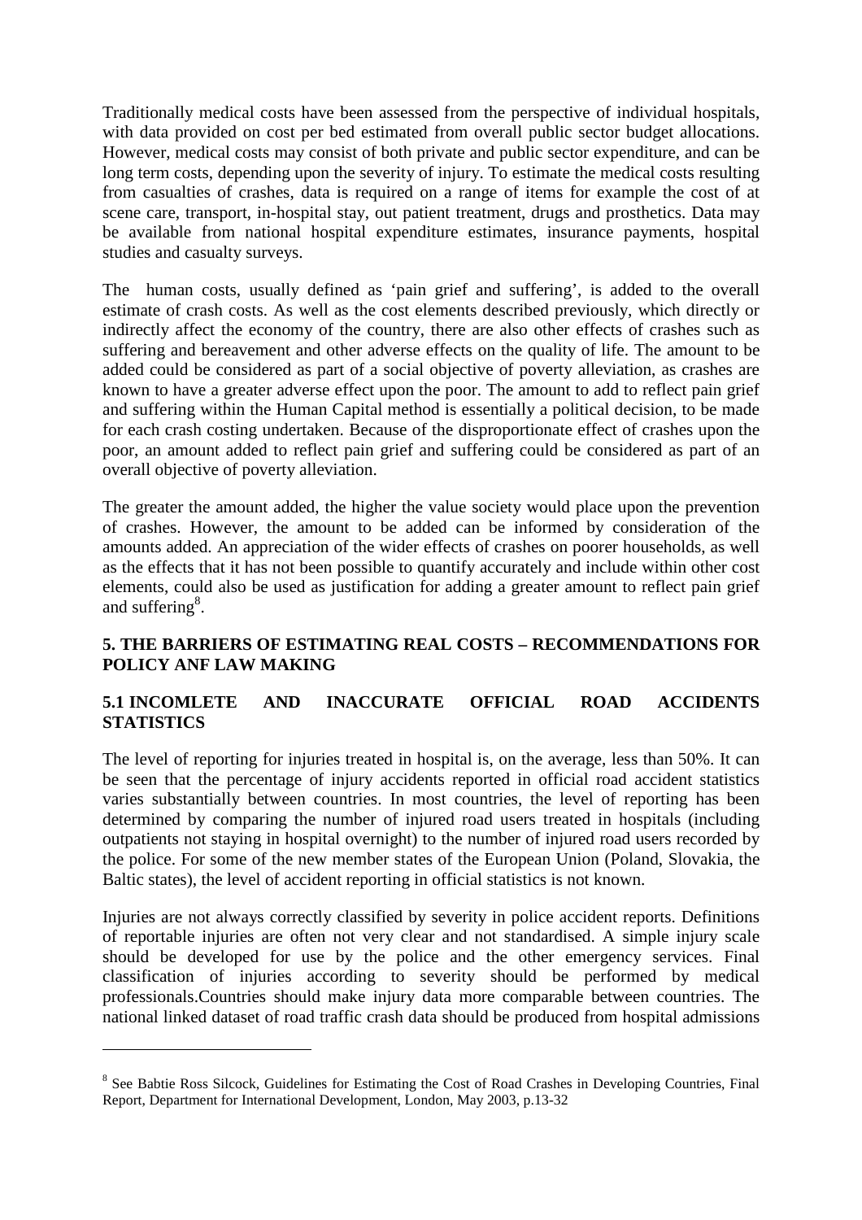Traditionally medical costs have been assessed from the perspective of individual hospitals, with data provided on cost per bed estimated from overall public sector budget allocations. However, medical costs may consist of both private and public sector expenditure, and can be long term costs, depending upon the severity of injury. To estimate the medical costs resulting from casualties of crashes, data is required on a range of items for example the cost of at scene care, transport, in-hospital stay, out patient treatment, drugs and prosthetics. Data may be available from national hospital expenditure estimates, insurance payments, hospital studies and casualty surveys.

The human costs, usually defined as 'pain grief and suffering', is added to the overall estimate of crash costs. As well as the cost elements described previously, which directly or indirectly affect the economy of the country, there are also other effects of crashes such as suffering and bereavement and other adverse effects on the quality of life. The amount to be added could be considered as part of a social objective of poverty alleviation, as crashes are known to have a greater adverse effect upon the poor. The amount to add to reflect pain grief and suffering within the Human Capital method is essentially a political decision, to be made for each crash costing undertaken. Because of the disproportionate effect of crashes upon the poor, an amount added to reflect pain grief and suffering could be considered as part of an overall objective of poverty alleviation.

The greater the amount added, the higher the value society would place upon the prevention of crashes. However, the amount to be added can be informed by consideration of the amounts added. An appreciation of the wider effects of crashes on poorer households, as well as the effects that it has not been possible to quantify accurately and include within other cost elements, could also be used as justification for adding a greater amount to reflect pain grief and suffering[8].

## 5. THE BARRIERS OF ESTIMATING REAL COSTS – RECOMMENDATIONS FOR POLICY ANF LAW MAKING

### 5.1 INCOMLETE AND INACCURATE OFFICIAL ROAD ACCIDENTS STATISTICS

The level of reporting for injuries treated in hospital is, on the average, less than 50%. It can be seen that the percentage of injury accidents reported in official road accident statistics varies substantially between countries. In most countries, the level of reporting has been determined by comparing the number of injured road users treated in hospitals (including outpatients not staying in hospital overnight) to the number of injured road users recorded by the police. For some of the new member states of the European Union (Poland, Slovakia, the Baltic states), the level of accident reporting in official statistics is not known.

Injuries are not always correctly classified by severity in police accident reports. Definitions of reportable injuries are often not very clear and not standardised. A simple injury scale should be developed for use by the police and the other emergency services. Final classification of injuries according to severity should be performed by medical professionals.Countries should make injury data more comparable between countries. The national linked dataset of road traffic crash data should be produced from hospital admissions

---

[8] See Babtie Ross Silcock, Guidelines for Estimating the Cost of Road Crashes in Developing Countries, Final Report, Department for International Development, London, May 2003, p.13-32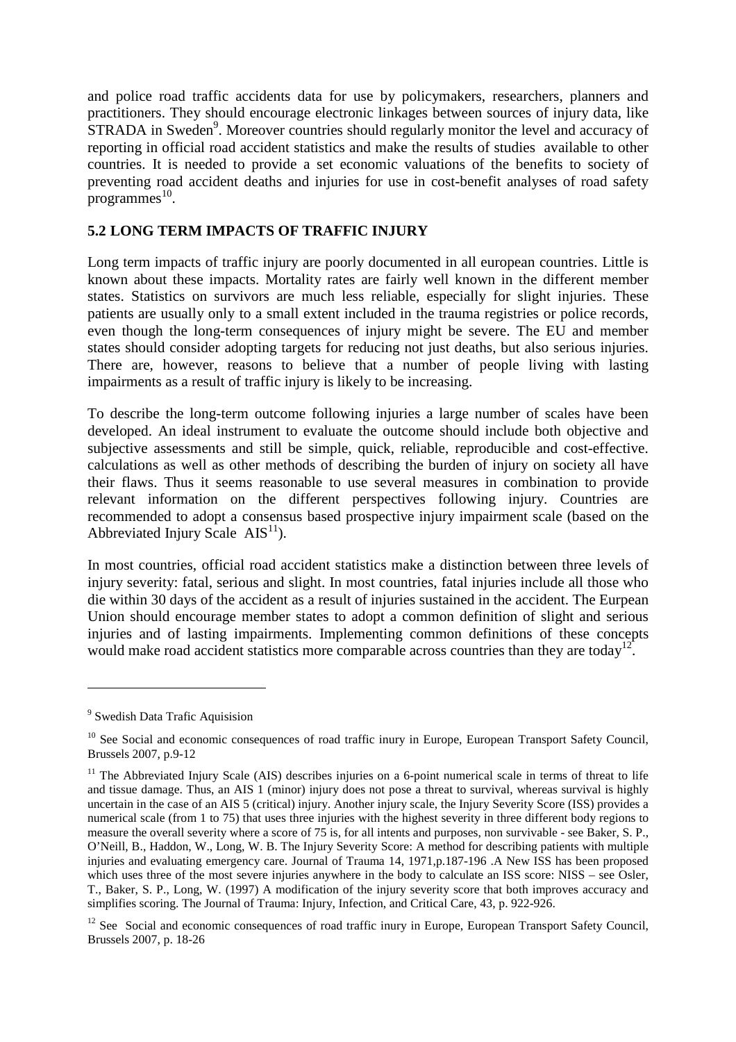and police road traffic accidents data for use by policymakers, researchers, planners and practitioners. They should encourage electronic linkages between sources of injury data, like STRADA in Sweden[9]. Moreover countries should regularly monitor the level and accuracy of reporting in official road accident statistics and make the results of studies available to other countries. It is needed to provide a set economic valuations of the benefits to society of preventing road accident deaths and injuries for use in cost-benefit analyses of road safety programmes[10].

## 5.2 LONG TERM IMPACTS OF TRAFFIC INJURY

Long term impacts of traffic injury are poorly documented in all european countries. Little is known about these impacts. Mortality rates are fairly well known in the different member states. Statistics on survivors are much less reliable, especially for slight injuries. These patients are usually only to a small extent included in the trauma registries or police records, even though the long-term consequences of injury might be severe. The EU and member states should consider adopting targets for reducing not just deaths, but also serious injuries. There are, however, reasons to believe that a number of people living with lasting impairments as a result of traffic injury is likely to be increasing.

To describe the long-term outcome following injuries a large number of scales have been developed. An ideal instrument to evaluate the outcome should include both objective and subjective assessments and still be simple, quick, reliable, reproducible and cost-effective. calculations as well as other methods of describing the burden of injury on society all have their flaws. Thus it seems reasonable to use several measures in combination to provide relevant information on the different perspectives following injury. Countries are recommended to adopt a consensus based prospective injury impairment scale (based on the Abbreviated Injury Scale AIS[11]).

In most countries, official road accident statistics make a distinction between three levels of injury severity: fatal, serious and slight. In most countries, fatal injuries include all those who die within 30 days of the accident as a result of injuries sustained in the accident. The Eurpean Union should encourage member states to adopt a common definition of slight and serious injuries and of lasting impairments. Implementing common definitions of these concepts would make road accident statistics more comparable across countries than they are today[12].

---

[9] Swedish Data Trafic Aquisision

[10] See Social and economic consequences of road traffic inury in Europe, European Transport Safety Council, Brussels 2007, p.9-12

[11] The Abbreviated Injury Scale (AIS) describes injuries on a 6-point numerical scale in terms of threat to life and tissue damage. Thus, an AIS 1 (minor) injury does not pose a threat to survival, whereas survival is highly uncertain in the case of an AIS 5 (critical) injury. Another injury scale, the Injury Severity Score (ISS) provides a numerical scale (from 1 to 75) that uses three injuries with the highest severity in three different body regions to measure the overall severity where a score of 75 is, for all intents and purposes, non survivable - see Baker, S. P., O'Neill, B., Haddon, W., Long, W. B. The Injury Severity Score: A method for describing patients with multiple injuries and evaluating emergency care. Journal of Trauma 14, 1971,p.187-196 .A New ISS has been proposed which uses three of the most severe injuries anywhere in the body to calculate an ISS score: NISS – see Osler, T., Baker, S. P., Long, W. (1997) A modification of the injury severity score that both improves accuracy and simplifies scoring. The Journal of Trauma: Injury, Infection, and Critical Care, 43, p. 922-926.

[12] See Social and economic consequences of road traffic inury in Europe, European Transport Safety Council, Brussels 2007, p. 18-26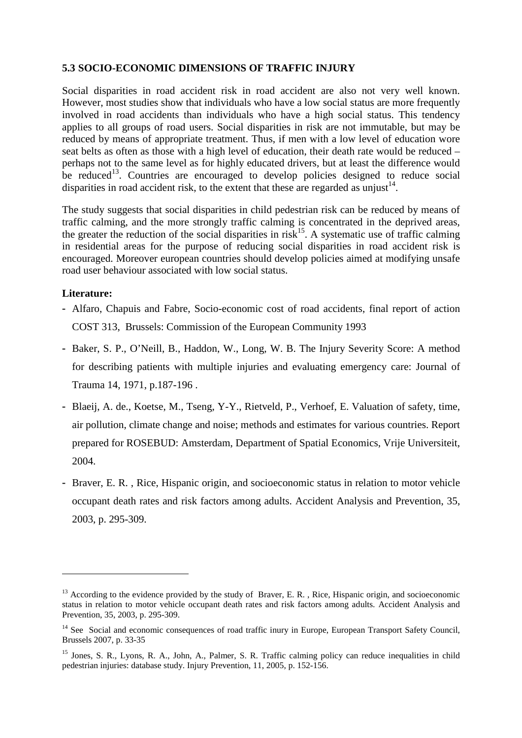### 5.3 SOCIO-ECONOMIC DIMENSIONS OF TRAFFIC INJURY

Social disparities in road accident risk in road accident are also not very well known. However, most studies show that individuals who have a low social status are more frequently involved in road accidents than individuals who have a high social status. This tendency applies to all groups of road users. Social disparities in risk are not immutable, but may be reduced by means of appropriate treatment. Thus, if men with a low level of education wore seat belts as often as those with a high level of education, their death rate would be reduced – perhaps not to the same level as for highly educated drivers, but at least the difference would be reduced[13]. Countries are encouraged to develop policies designed to reduce social disparities in road accident risk, to the extent that these are regarded as unjust[14].

The study suggests that social disparities in child pedestrian risk can be reduced by means of traffic calming, and the more strongly traffic calming is concentrated in the deprived areas, the greater the reduction of the social disparities in risk[15]. A systematic use of traffic calming in residential areas for the purpose of reducing social disparities in road accident risk is encouraged. Moreover european countries should develop policies aimed at modifying unsafe road user behaviour associated with low social status.

**Literature:**

- Alfaro, Chapuis and Fabre, Socio-economic cost of road accidents, final report of action COST 313, Brussels: Commission of the European Community 1993
- Baker, S. P., O'Neill, B., Haddon, W., Long, W. B. The Injury Severity Score: A method for describing patients with multiple injuries and evaluating emergency care: Journal of Trauma 14, 1971, p.187-196 .
- Blaeij, A. de., Koetse, M., Tseng, Y-Y., Rietveld, P., Verhoef, E. Valuation of safety, time, air pollution, climate change and noise; methods and estimates for various countries. Report prepared for ROSEBUD: Amsterdam, Department of Spatial Economics, Vrije Universiteit, 2004.
- Braver, E. R. , Rice, Hispanic origin, and socioeconomic status in relation to motor vehicle occupant death rates and risk factors among adults. Accident Analysis and Prevention, 35, 2003, p. 295-309.

---

[13] According to the evidence provided by the study of Braver, E. R. , Rice, Hispanic origin, and socioeconomic status in relation to motor vehicle occupant death rates and risk factors among adults. Accident Analysis and Prevention, 35, 2003, p. 295-309.

[14] See Social and economic consequences of road traffic inury in Europe, European Transport Safety Council, Brussels 2007, p. 33-35

[15] Jones, S. R., Lyons, R. A., John, A., Palmer, S. R. Traffic calming policy can reduce inequalities in child pedestrian injuries: database study. Injury Prevention, 11, 2005, p. 152-156.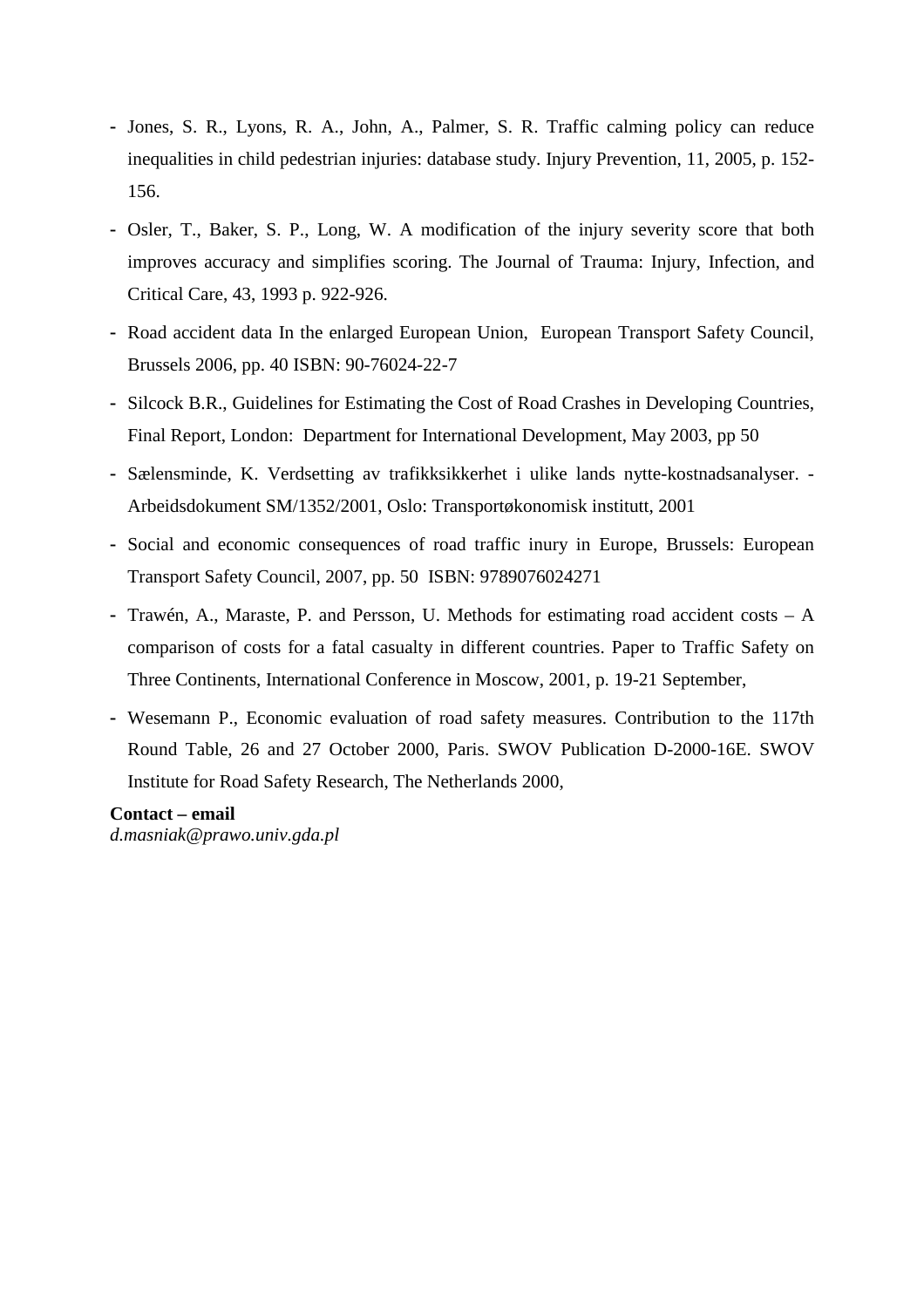- Jones, S. R., Lyons, R. A., John, A., Palmer, S. R. Traffic calming policy can reduce inequalities in child pedestrian injuries: database study. Injury Prevention, 11, 2005, p. 152-156.
- Osler, T., Baker, S. P., Long, W. A modification of the injury severity score that both improves accuracy and simplifies scoring. The Journal of Trauma: Injury, Infection, and Critical Care, 43, 1993 p. 922-926.
- Road accident data In the enlarged European Union, European Transport Safety Council, Brussels 2006, pp. 40 ISBN: 90-76024-22-7
- Silcock B.R., Guidelines for Estimating the Cost of Road Crashes in Developing Countries, Final Report, London: Department for International Development, May 2003, pp 50
- Sælensminde, K. Verdsetting av trafikksikkerhet i ulike lands nytte-kostnadsanalyser. - Arbeidsdokument SM/1352/2001, Oslo: Transportøkonomisk institutt, 2001
- Social and economic consequences of road traffic inury in Europe, Brussels: European Transport Safety Council, 2007, pp. 50 ISBN: 9789076024271
- Trawén, A., Maraste, P. and Persson, U. Methods for estimating road accident costs – A comparison of costs for a fatal casualty in different countries. Paper to Traffic Safety on Three Continents, International Conference in Moscow, 2001, p. 19-21 September,
- Wesemann P., Economic evaluation of road safety measures. Contribution to the 117th Round Table, 26 and 27 October 2000, Paris. SWOV Publication D-2000-16E. SWOV Institute for Road Safety Research, The Netherlands 2000,

**Contact – email**

*d.masniak@prawo.univ.gda.pl*